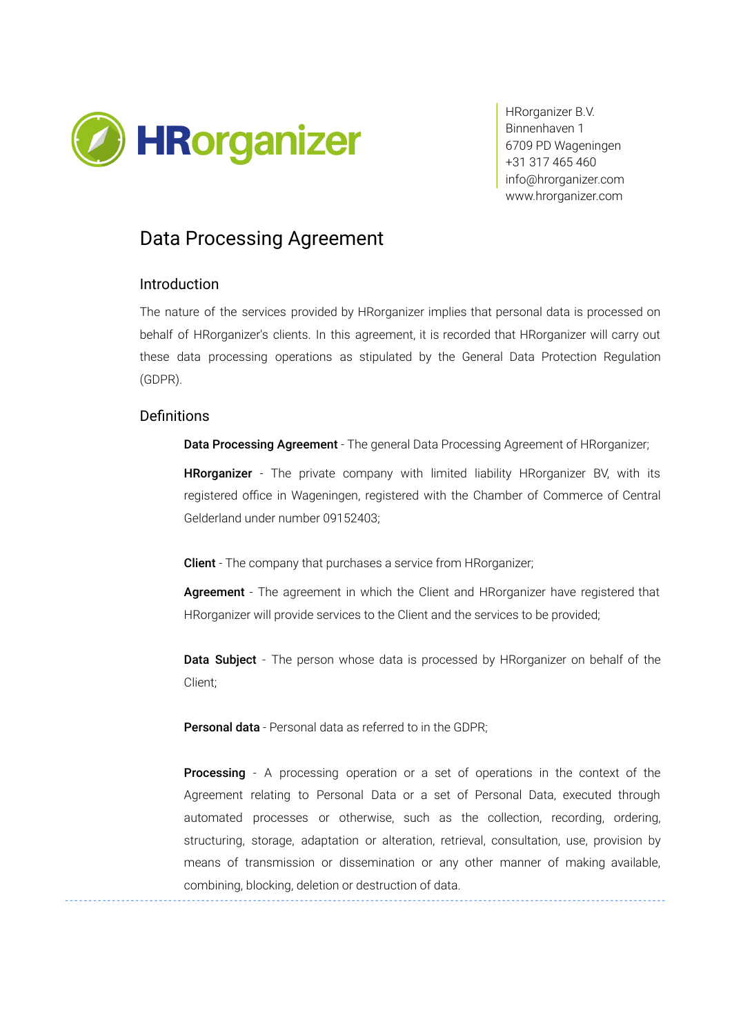HRorganizer B.V.
Binnenhaven 1
6709 PD Wageningen
+31 317 465 460
info@hrorganizer.com
www.hrorganizer.com

# Data Processing Agreement

## Introduction

The nature of the services provided by HRorganizer implies that personal data is processed on behalf of HRorganizer's clients. In this agreement, it is recorded that HRorganizer will carry out these data processing operations as stipulated by the General Data Protection Regulation (GDPR).

## Definitions

**Data Processing Agreement** - The general Data Processing Agreement of HRorganizer;

**HRorganizer** - The private company with limited liability HRorganizer BV, with its registered office in Wageningen, registered with the Chamber of Commerce of Central Gelderland under number 09152403;

**Client** - The company that purchases a service from HRorganizer;

**Agreement** - The agreement in which the Client and HRorganizer have registered that HRorganizer will provide services to the Client and the services to be provided;

**Data Subject** - The person whose data is processed by HRorganizer on behalf of the Client;

**Personal data** - Personal data as referred to in the GDPR;

**Processing** - A processing operation or a set of operations in the context of the Agreement relating to Personal Data or a set of Personal Data, executed through automated processes or otherwise, such as the collection, recording, ordering, structuring, storage, adaptation or alteration, retrieval, consultation, use, provision by means of transmission or dissemination or any other manner of making available, combining, blocking, deletion or destruction of data.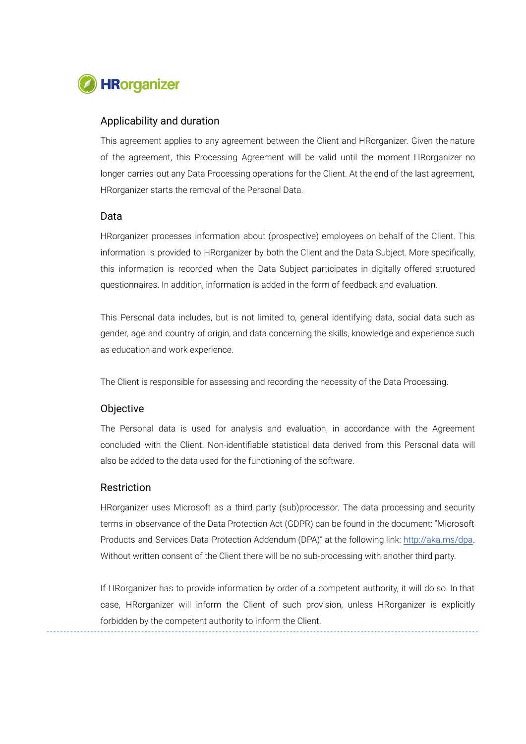## Applicability and duration

This agreement applies to any agreement between the Client and HRorganizer. Given the nature of the agreement, this Processing Agreement will be valid until the moment HRorganizer no longer carries out any Data Processing operations for the Client. At the end of the last agreement, HRorganizer starts the removal of the Personal Data.

## Data

HRorganizer processes information about (prospective) employees on behalf of the Client. This information is provided to HRorganizer by both the Client and the Data Subject. More specifically, this information is recorded when the Data Subject participates in digitally offered structured questionnaires. In addition, information is added in the form of feedback and evaluation.

This Personal data includes, but is not limited to, general identifying data, social data such as gender, age and country of origin, and data concerning the skills, knowledge and experience such as education and work experience.

The Client is responsible for assessing and recording the necessity of the Data Processing.

## Objective

The Personal data is used for analysis and evaluation, in accordance with the Agreement concluded with the Client. Non-identifiable statistical data derived from this Personal data will also be added to the data used for the functioning of the software.

## Restriction

HRorganizer uses Microsoft as a third party (sub)processor. The data processing and security terms in observance of the Data Protection Act (GDPR) can be found in the document: "Microsoft Products and Services Data Protection Addendum (DPA)" at the following link: [http://aka.ms/dpa](http://aka.ms/dpa). Without written consent of the Client there will be no sub-processing with another third party.

If HRorganizer has to provide information by order of a competent authority, it will do so. In that case, HRorganizer will inform the Client of such provision, unless HRorganizer is explicitly forbidden by the competent authority to inform the Client.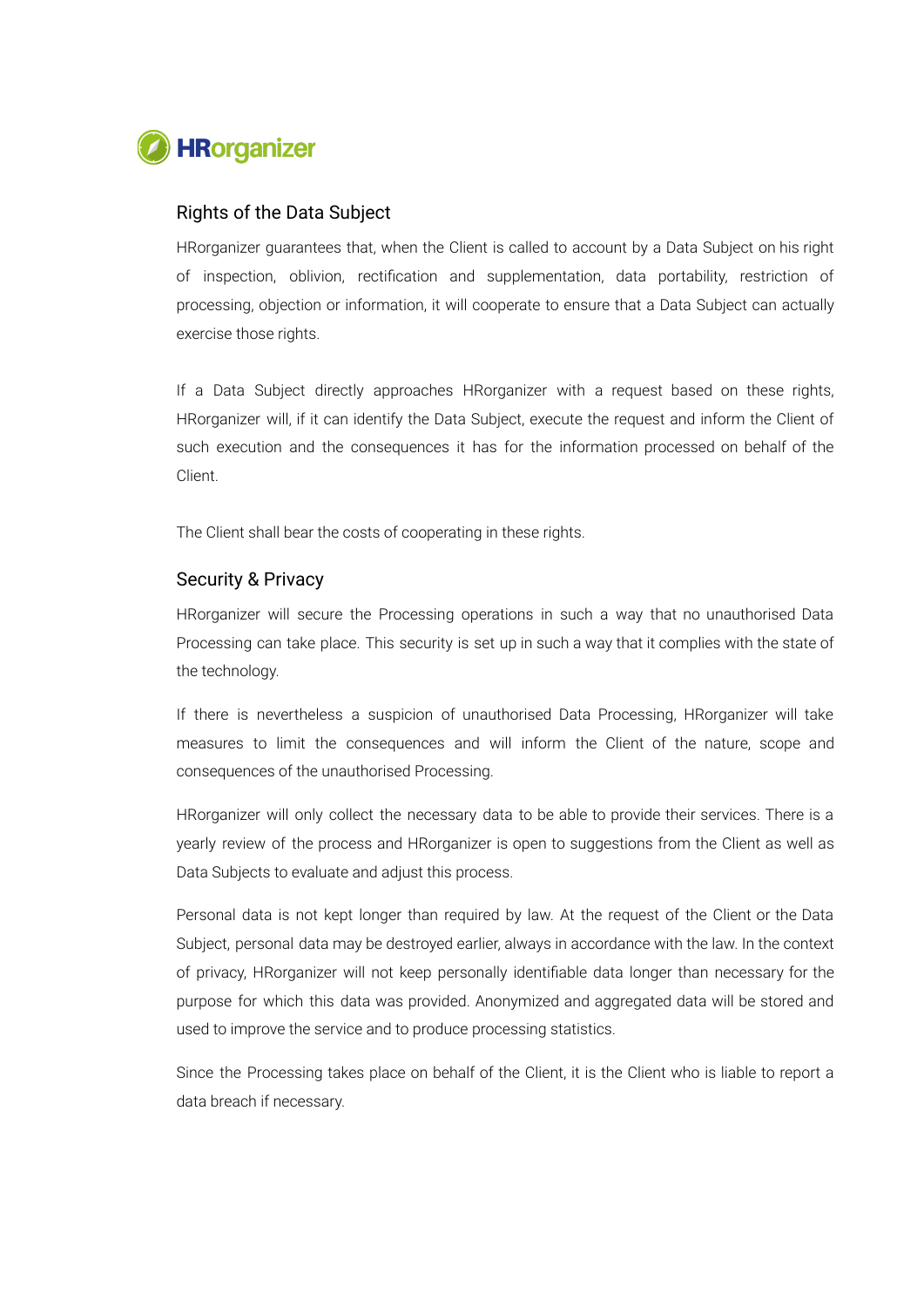## Rights of the Data Subject

HRorganizer guarantees that, when the Client is called to account by a Data Subject on his right of inspection, oblivion, rectification and supplementation, data portability, restriction of processing, objection or information, it will cooperate to ensure that a Data Subject can actually exercise those rights.

If a Data Subject directly approaches HRorganizer with a request based on these rights, HRorganizer will, if it can identify the Data Subject, execute the request and inform the Client of such execution and the consequences it has for the information processed on behalf of the Client.

The Client shall bear the costs of cooperating in these rights.

## Security & Privacy

HRorganizer will secure the Processing operations in such a way that no unauthorised Data Processing can take place. This security is set up in such a way that it complies with the state of the technology.

If there is nevertheless a suspicion of unauthorised Data Processing, HRorganizer will take measures to limit the consequences and will inform the Client of the nature, scope and consequences of the unauthorised Processing.

HRorganizer will only collect the necessary data to be able to provide their services. There is a yearly review of the process and HRorganizer is open to suggestions from the Client as well as Data Subjects to evaluate and adjust this process.

Personal data is not kept longer than required by law. At the request of the Client or the Data Subject, personal data may be destroyed earlier, always in accordance with the law. In the context of privacy, HRorganizer will not keep personally identifiable data longer than necessary for the purpose for which this data was provided. Anonymized and aggregated data will be stored and used to improve the service and to produce processing statistics.

Since the Processing takes place on behalf of the Client, it is the Client who is liable to report a data breach if necessary.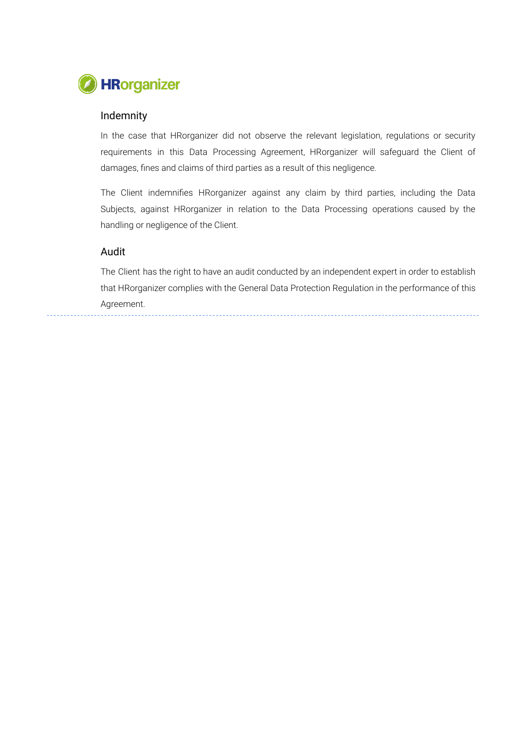## Indemnity

In the case that HRorganizer did not observe the relevant legislation, regulations or security requirements in this Data Processing Agreement, HRorganizer will safeguard the Client of damages, fines and claims of third parties as a result of this negligence.

The Client indemnifies HRorganizer against any claim by third parties, including the Data Subjects, against HRorganizer in relation to the Data Processing operations caused by the handling or negligence of the Client.

## Audit

The Client has the right to have an audit conducted by an independent expert in order to establish that HRorganizer complies with the General Data Protection Regulation in the performance of this Agreement.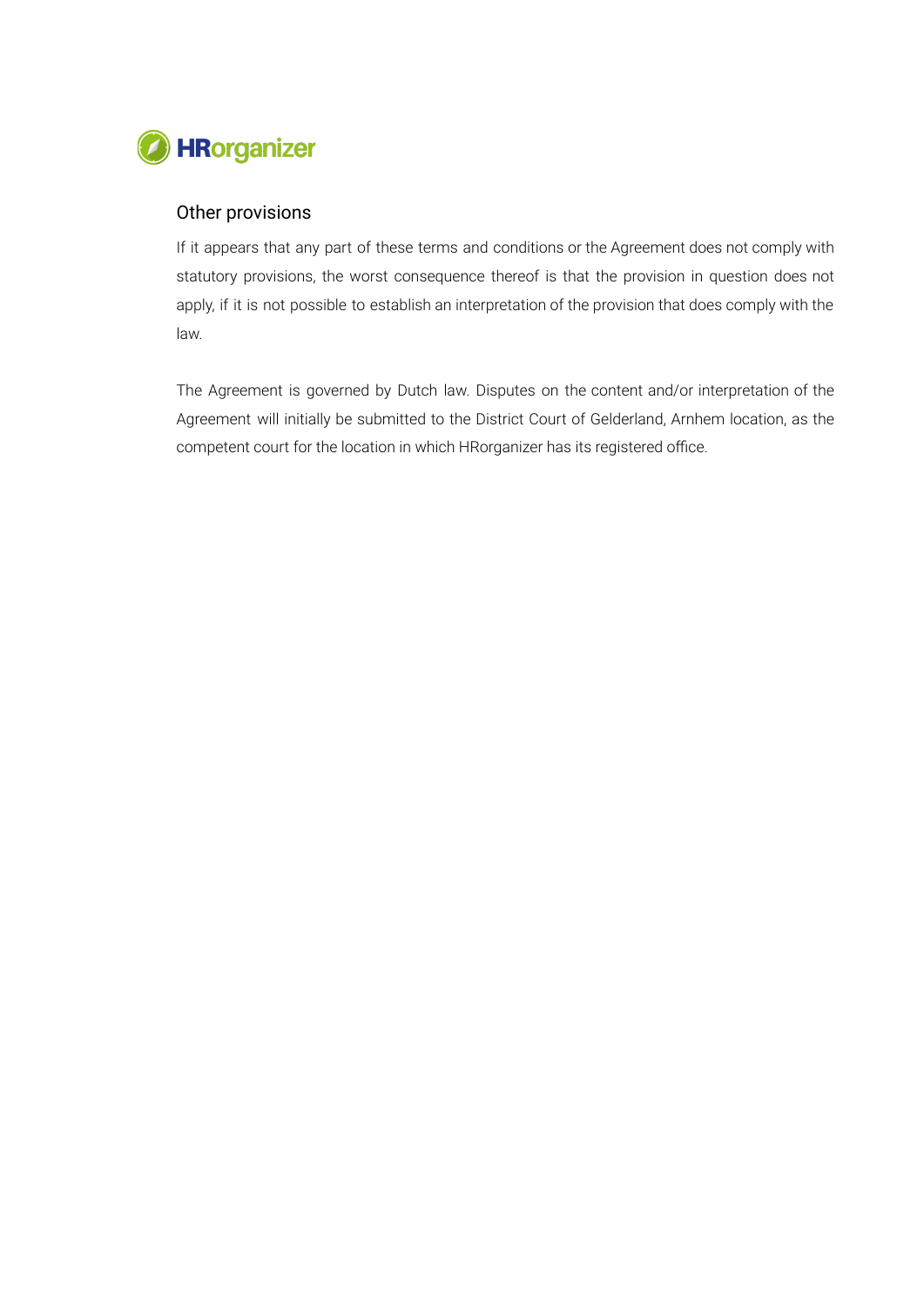## Other provisions

If it appears that any part of these terms and conditions or the Agreement does not comply with statutory provisions, the worst consequence thereof is that the provision in question does not apply, if it is not possible to establish an interpretation of the provision that does comply with the law.

The Agreement is governed by Dutch law. Disputes on the content and/or interpretation of the Agreement will initially be submitted to the District Court of Gelderland, Arnhem location, as the competent court for the location in which HRorganizer has its registered office.